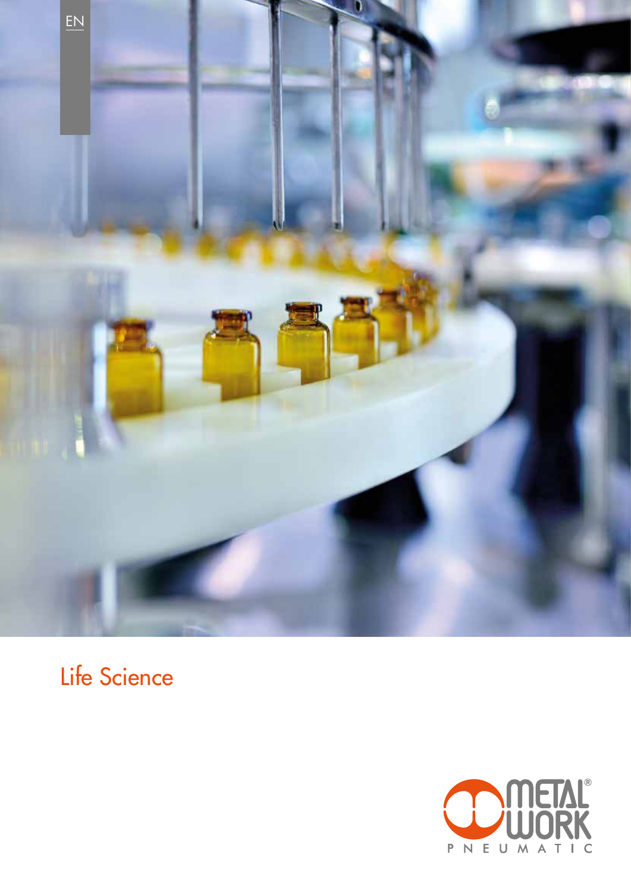EN

# Life Science

METAL WORK PNEUMATIC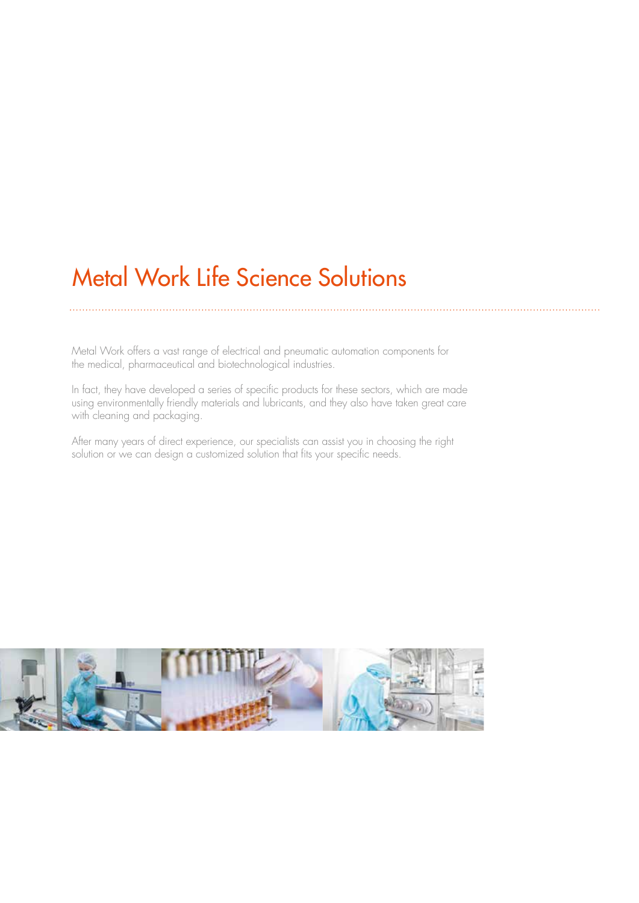# Metal Work Life Science Solutions

Metal Work offers a vast range of electrical and pneumatic automation components for the medical, pharmaceutical and biotechnological industries.

In fact, they have developed a series of specific products for these sectors, which are made using environmentally friendly materials and lubricants, and they also have taken great care with cleaning and packaging.

After many years of direct experience, our specialists can assist you in choosing the right solution or we can design a customized solution that fits your specific needs.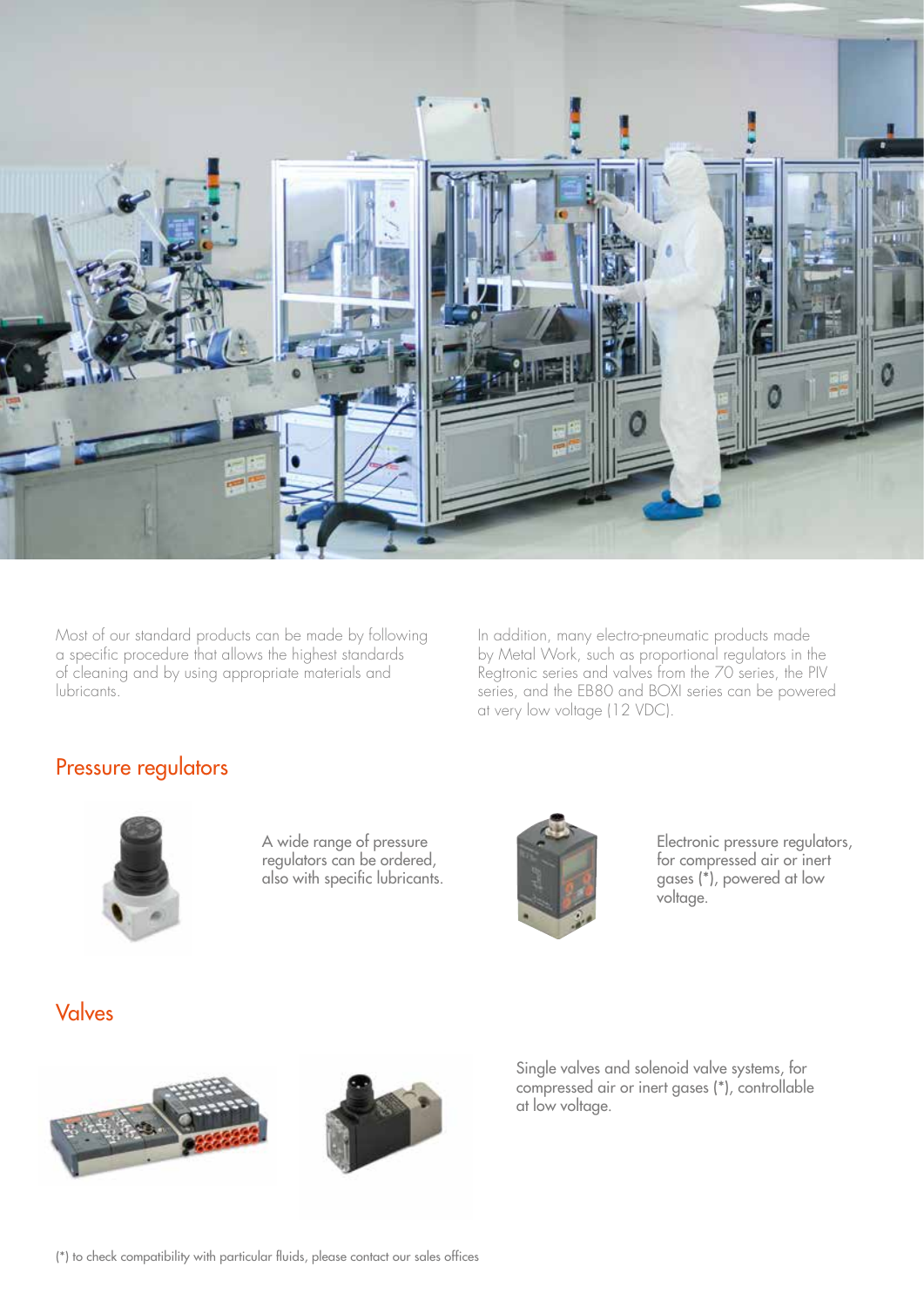Most of our standard products can be made by following a specific procedure that allows the highest standards of cleaning and by using appropriate materials and lubricants.

In addition, many electro-pneumatic products made by Metal Work, such as proportional regulators in the Regtronic series and valves from the 70 series, the PIV series, and the EB80 and BOXI series can be powered at very low voltage (12 VDC).

## Pressure regulators

A wide range of pressure regulators can be ordered, also with specific lubricants.

Electronic pressure regulators, for compressed air or inert gases (*), powered at low voltage.

## Valves

Single valves and solenoid valve systems, for compressed air or inert gases (*), controllable at low voltage.

(*) to check compatibility with particular fluids, please contact our sales offices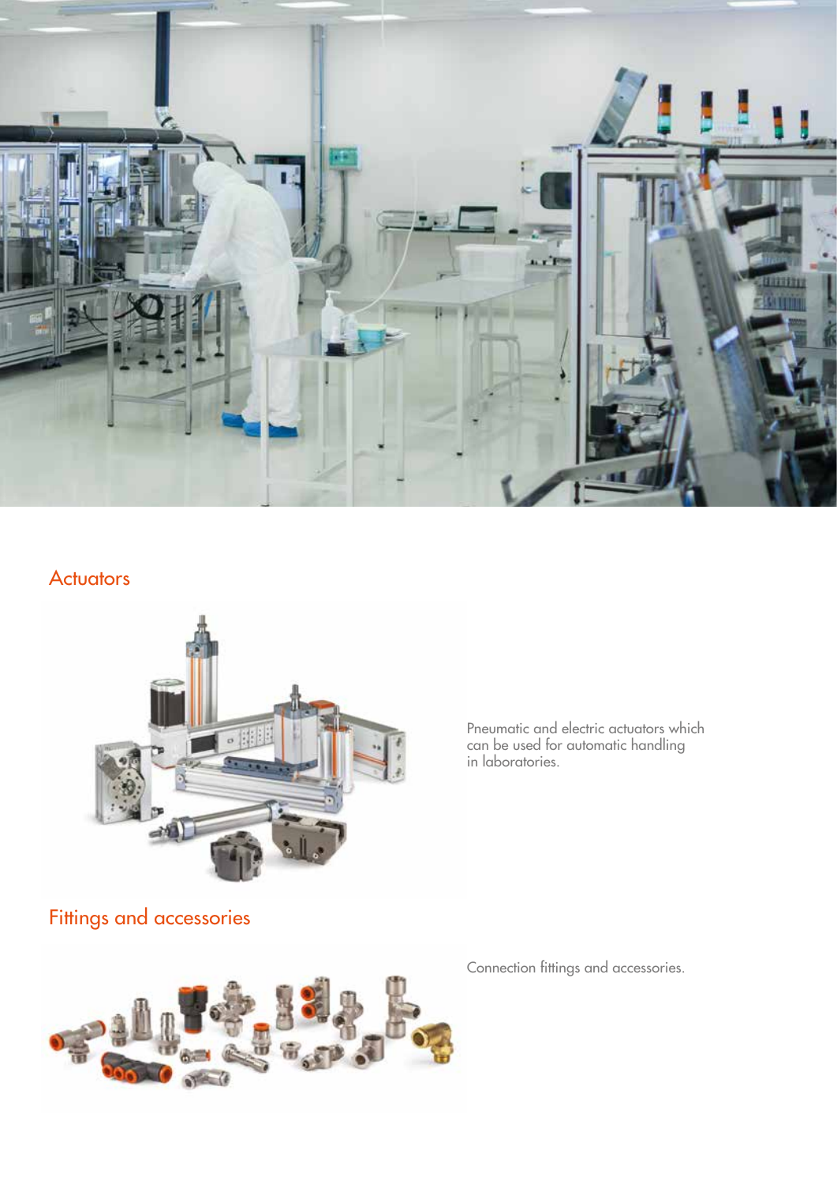## Actuators

Pneumatic and electric actuators which can be used for automatic handling in laboratories.

## Fittings and accessories

Connection fittings and accessories.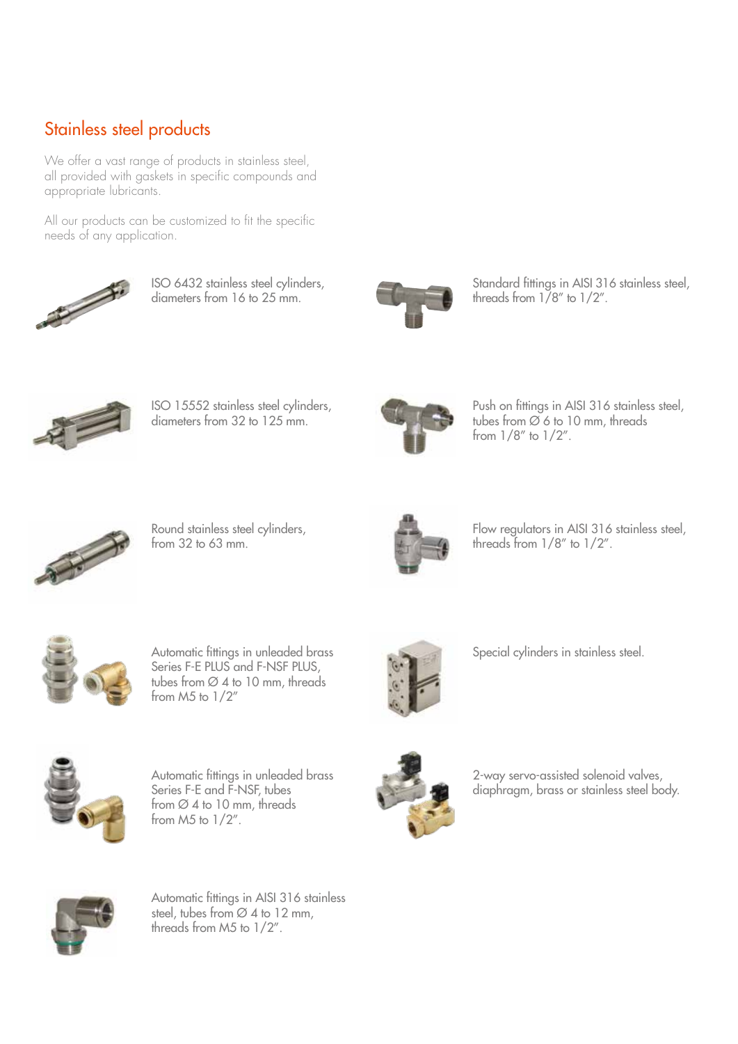## Stainless steel products

We offer a vast range of products in stainless steel, all provided with gaskets in specific compounds and appropriate lubricants.

All our products can be customized to fit the specific needs of any application.

ISO 6432 stainless steel cylinders, diameters from 16 to 25 mm.

ISO 15552 stainless steel cylinders, diameters from 32 to 125 mm.

Round stainless steel cylinders, from 32 to 63 mm.

Automatic fittings in unleaded brass Series F-E PLUS and F-NSF PLUS, tubes from Ø 4 to 10 mm, threads from M5 to 1/2″

Automatic fittings in unleaded brass Series F-E and F-NSF, tubes from Ø 4 to 10 mm, threads from M5 to 1/2″.

Automatic fittings in AISI 316 stainless steel, tubes from Ø 4 to 12 mm, threads from M5 to 1/2″.

Standard fittings in AISI 316 stainless steel, threads from 1/8″ to 1/2″.

Push on fittings in AISI 316 stainless steel, tubes from Ø 6 to 10 mm, threads from 1/8″ to 1/2″.

Flow regulators in AISI 316 stainless steel, threads from 1/8″ to 1/2″.

Special cylinders in stainless steel.

2-way servo-assisted solenoid valves, diaphragm, brass or stainless steel body.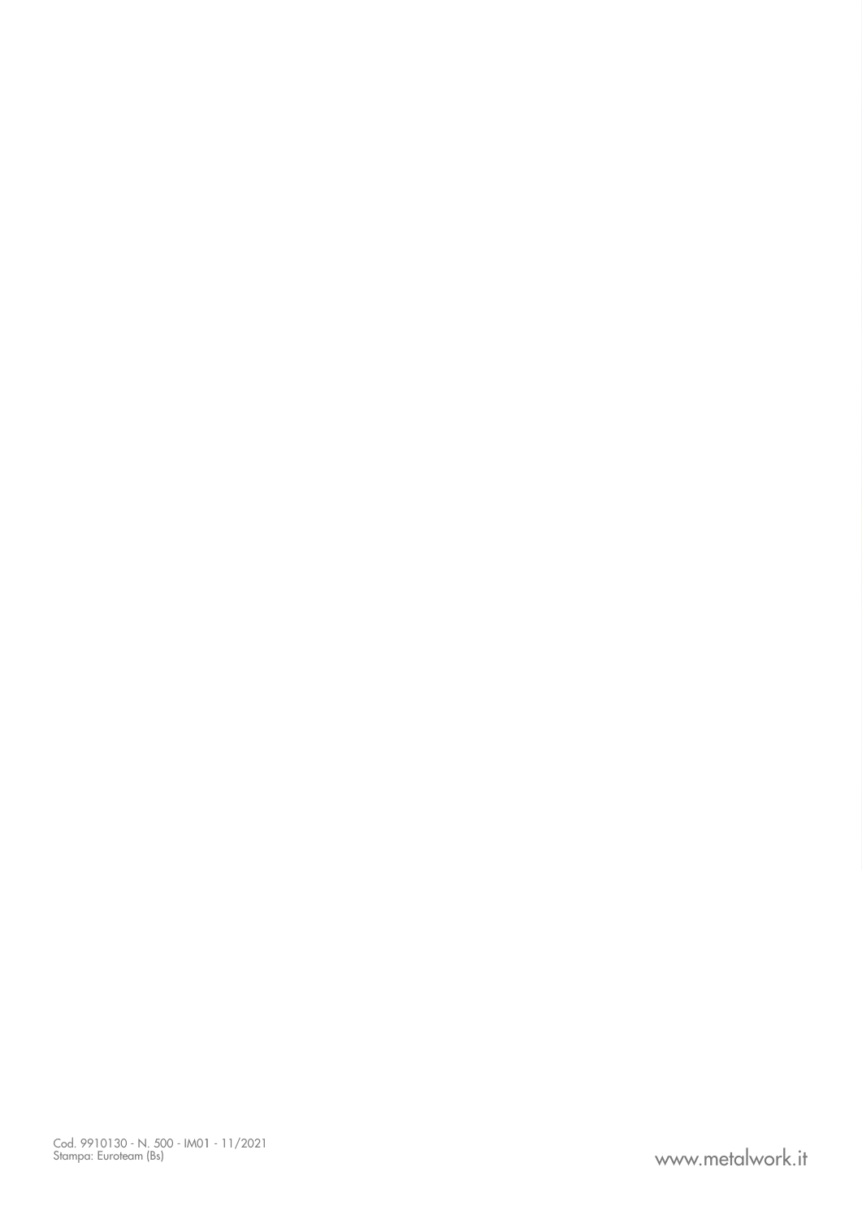Cod. 9910130 - N. 500 - IM01 - 11/2021
Stampa: Euroteam (Bs)

www.metalwork.it